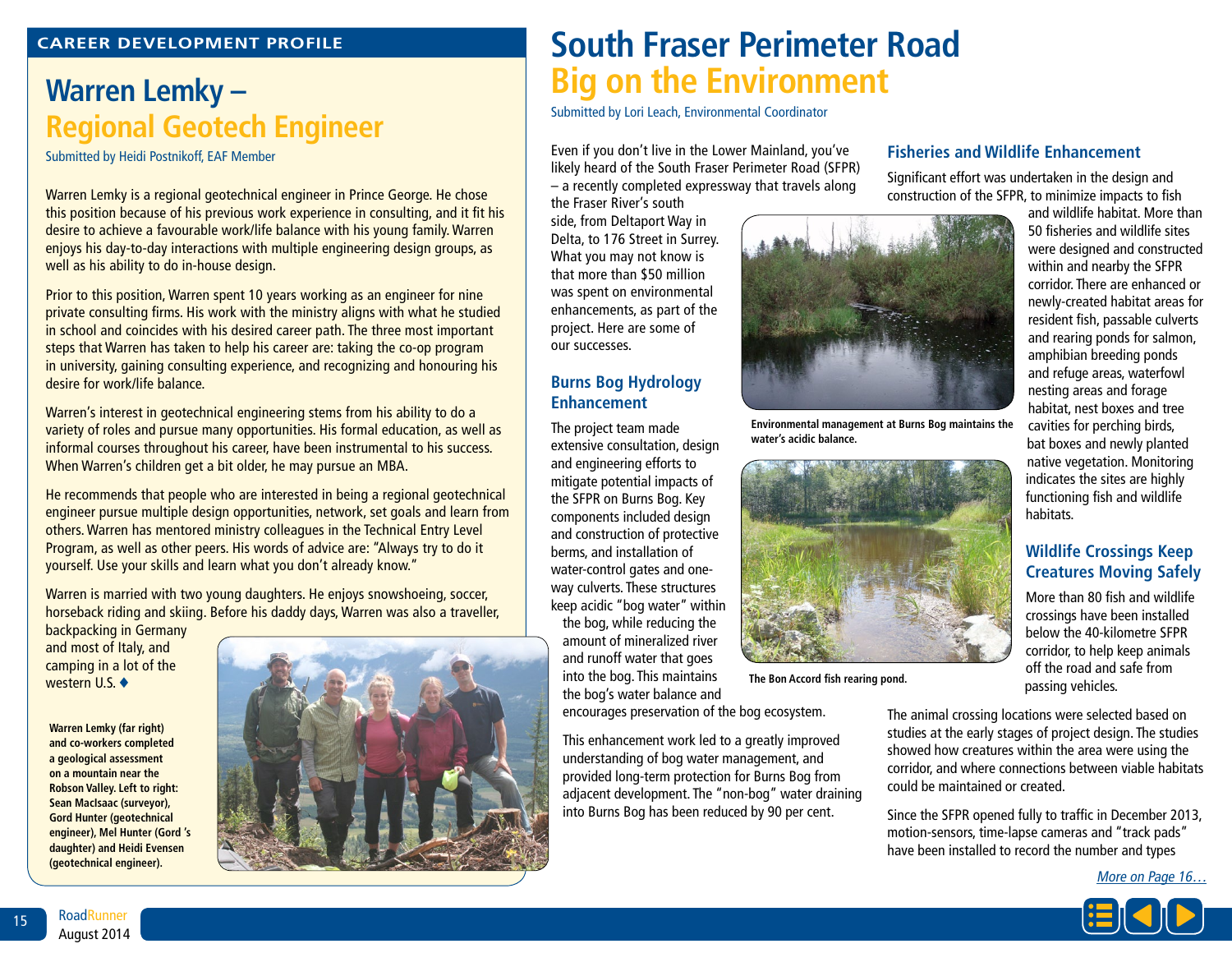CAREER DEVELOPMENT PROFILE

# Warren Lemky – Regional Geotech Engineer

Submitted by Heidi Postnikoff, EAF Member

Warren Lemky is a regional geotechnical engineer in Prince George. He chose this position because of his previous work experience in consulting, and it fit his desire to achieve a favourable work/life balance with his young family. Warren enjoys his day-to-day interactions with multiple engineering design groups, as well as his ability to do in-house design.

Prior to this position, Warren spent 10 years working as an engineer for nine private consulting firms. His work with the ministry aligns with what he studied in school and coincides with his desired career path. The three most important steps that Warren has taken to help his career are: taking the co-op program in university, gaining consulting experience, and recognizing and honouring his desire for work/life balance.

Warren's interest in geotechnical engineering stems from his ability to do a variety of roles and pursue many opportunities. His formal education, as well as informal courses throughout his career, have been instrumental to his success. When Warren's children get a bit older, he may pursue an MBA.

He recommends that people who are interested in being a regional geotechnical engineer pursue multiple design opportunities, network, set goals and learn from others. Warren has mentored ministry colleagues in the Technical Entry Level Program, as well as other peers. His words of advice are: "Always try to do it yourself. Use your skills and learn what you don't already know."

Warren is married with two young daughters. He enjoys snowshoeing, soccer, horseback riding and skiing. Before his daddy days, Warren was also a traveller, backpacking in Germany and most of Italy, and camping in a lot of the western U.S. ♦

**Warren Lemky (far right) and co-workers completed a geological assessment on a mountain near the Robson Valley. Left to right: Sean MacIsaac (surveyor), Gord Hunter (geotechnical engineer), Mel Hunter (Gord 's daughter) and Heidi Evensen (geotechnical engineer).**

# South Fraser Perimeter Road Big on the Environment

Submitted by Lori Leach, Environmental Coordinator

Even if you don't live in the Lower Mainland, you've likely heard of the South Fraser Perimeter Road (SFPR) – a recently completed expressway that travels along the Fraser River's south side, from Deltaport Way in Delta, to 176 Street in Surrey. What you may not know is that more than $50 million was spent on environmental enhancements, as part of the project. Here are some of our successes.

## Burns Bog Hydrology Enhancement

The project team made extensive consultation, design and engineering efforts to mitigate potential impacts of the SFPR on Burns Bog. Key components included design and construction of protective berms, and installation of water-control gates and one-way culverts. These structures keep acidic "bog water" within the bog, while reducing the amount of mineralized river and runoff water that goes into the bog. This maintains the bog's water balance and encourages preservation of the bog ecosystem.

This enhancement work led to a greatly improved understanding of bog water management, and provided long-term protection for Burns Bog from adjacent development. The "non-bog" water draining into Burns Bog has been reduced by 90 per cent.

**Environmental management at Burns Bog maintains the water's acidic balance.**

**The Bon Accord fish rearing pond.**

## Fisheries and Wildlife Enhancement

Significant effort was undertaken in the design and construction of the SFPR, to minimize impacts to fish and wildlife habitat. More than 50 fisheries and wildlife sites were designed and constructed within and nearby the SFPR corridor. There are enhanced or newly-created habitat areas for resident fish, passable culverts and rearing ponds for salmon, amphibian breeding ponds and refuge areas, waterfowl nesting areas and forage habitat, nest boxes and tree cavities for perching birds, bat boxes and newly planted native vegetation. Monitoring indicates the sites are highly functioning fish and wildlife habitats.

## Wildlife Crossings Keep Creatures Moving Safely

More than 80 fish and wildlife crossings have been installed below the 40-kilometre SFPR corridor, to help keep animals off the road and safe from passing vehicles.

The animal crossing locations were selected based on studies at the early stages of project design. The studies showed how creatures within the area were using the corridor, and where connections between viable habitats could be maintained or created.

Since the SFPR opened fully to traffic in December 2013, motion-sensors, time-lapse cameras and "track pads" have been installed to record the number and types

*More on Page 16…*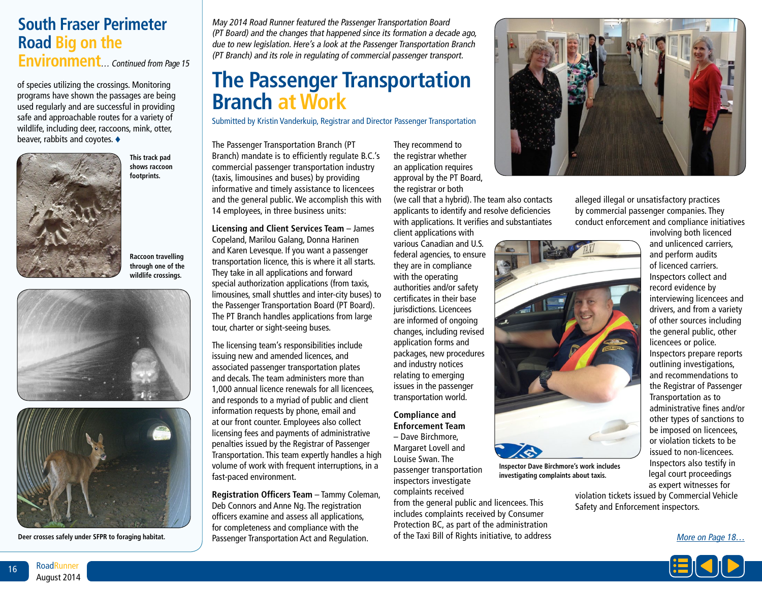## South Fraser Perimeter Road Big on the Environment

*… Continued from Page 15*

of species utilizing the crossings. Monitoring programs have shown the passages are being used regularly and are successful in providing safe and approachable routes for a variety of wildlife, including deer, raccoons, mink, otter, beaver, rabbits and coyotes. ♦

This track pad shows raccoon footprints.

Raccoon travelling through one of the wildlife crossings.

Deer crosses safely under SFPR to foraging habitat.

*May 2014 Road Runner featured the Passenger Transportation Board (PT Board) and the changes that happened since its formation a decade ago, due to new legislation. Here's a look at the Passenger Transportation Branch (PT Branch) and its role in regulating of commercial passenger transport.*

# The Passenger Transportation Branch at Work

Submitted by Kristin Vanderkuip, Registrar and Director Passenger Transportation

The Passenger Transportation Branch (PT Branch) mandate is to efficiently regulate B.C.'s commercial passenger transportation industry (taxis, limousines and buses) by providing informative and timely assistance to licencees and the general public. We accomplish this with 14 employees, in three business units:

**Licensing and Client Services Team** – James Copeland, Marilou Galang, Donna Harinen and Karen Levesque. If you want a passenger transportation licence, this is where it all starts. They take in all applications and forward special authorization applications (from taxis, limousines, small shuttles and inter-city buses) to the Passenger Transportation Board (PT Board). The PT Branch handles applications from large tour, charter or sight-seeing buses.

The licensing team's responsibilities include issuing new and amended licences, and associated passenger transportation plates and decals. The team administers more than 1,000 annual licence renewals for all licencees, and responds to a myriad of public and client information requests by phone, email and at our front counter. Employees also collect licensing fees and payments of administrative penalties issued by the Registrar of Passenger Transportation. This team expertly handles a high volume of work with frequent interruptions, in a fast-paced environment.

**Registration Officers Team** – Tammy Coleman, Deb Connors and Anne Ng. The registration officers examine and assess all applications, for completeness and compliance with the Passenger Transportation Act and Regulation. They recommend to the registrar whether an application requires approval by the PT Board, the registrar or both (we call that a hybrid). The team also contacts applicants to identify and resolve deficiencies with applications. It verifies and substantiates client applications with various Canadian and U.S. federal agencies, to ensure they are in compliance with the operating authorities and/or safety certificates in their base jurisdictions. Licencees are informed of ongoing changes, including revised application forms and packages, new procedures and industry notices relating to emerging issues in the passenger transportation world.

**Compliance and Enforcement Team** – Dave Birchmore, Margaret Lovell and Louise Swan. The passenger transportation inspectors investigate complaints received from the general public and licencees. This includes complaints received by Consumer Protection BC, as part of the administration of the Taxi Bill of Rights initiative, to address alleged illegal or unsatisfactory practices by commercial passenger companies. They conduct enforcement and compliance initiatives involving both licenced and unlicenced carriers, and perform audits of licenced carriers. Inspectors collect and record evidence by interviewing licencees and drivers, and from a variety of other sources including the general public, other licencees or police. Inspectors prepare reports outlining investigations, and recommendations to the Registrar of Passenger Transportation as to administrative fines and/or other types of sanctions to be imposed on licencees, or violation tickets to be issued to non-licencees. Inspectors also testify in legal court proceedings as expert witnesses for violation tickets issued by Commercial Vehicle Safety and Enforcement inspectors.

Inspector Dave Birchmore's work includes investigating complaints about taxis.

*More on Page 18…*